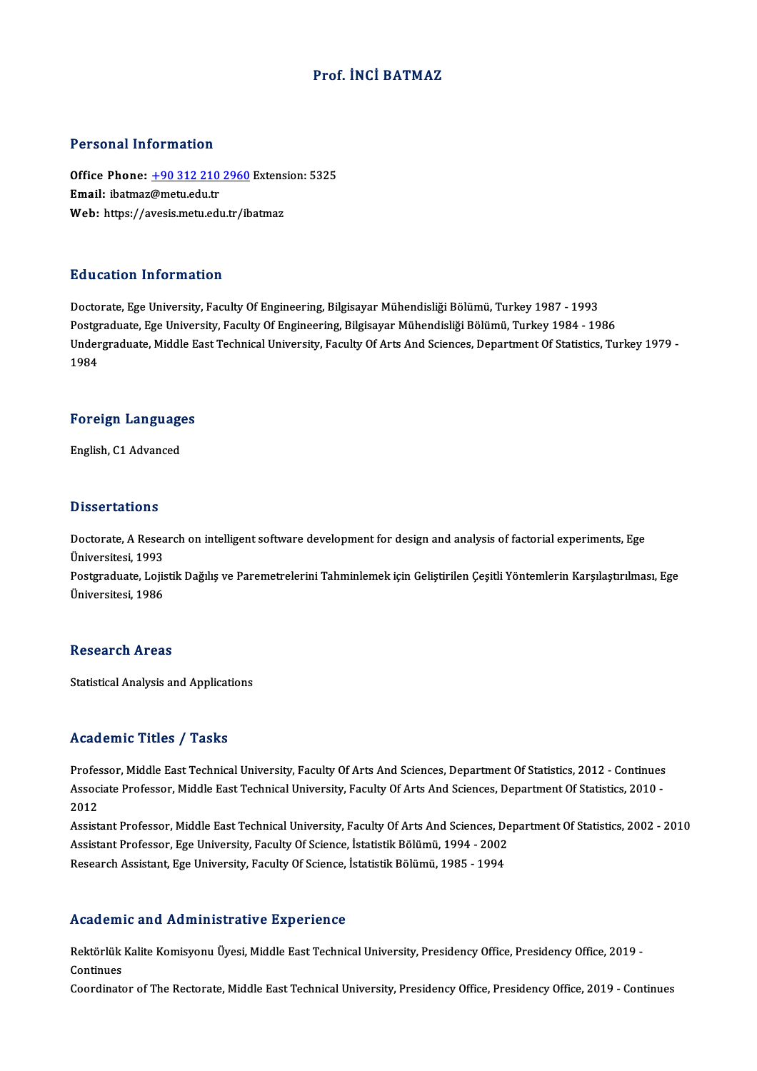# Prof. İNCİ BATMAZ

## Personal Information

**Office Phone:** +90 312 210 2960 Extension: 5325
**Email:** ibatmaz@metu.edu.tr
**Web:** https://avesis.metu.edu.tr/ibatmaz

## Education Information

Doctorate, Ege University, Faculty Of Engineering, Bilgisayar Mühendisliği Bölümü, Turkey 1987 - 1993
Postgraduate, Ege University, Faculty Of Engineering, Bilgisayar Mühendisliği Bölümü, Turkey 1984 - 1986
Undergraduate, Middle East Technical University, Faculty Of Arts And Sciences, Department Of Statistics, Turkey 1979 - 1984

## Foreign Languages

English, C1 Advanced

## Dissertations

Doctorate, A Research on intelligent software development for design and analysis of factorial experiments, Ege Üniversitesi, 1993
Postgraduate, Lojistik Dağılış ve Paremetrelerini Tahminlemek için Geliştirilen Çeşitli Yöntemlerin Karşılaştırılması, Ege Üniversitesi, 1986

## Research Areas

Statistical Analysis and Applications

## Academic Titles / Tasks

Professor, Middle East Technical University, Faculty Of Arts And Sciences, Department Of Statistics, 2012 - Continues
Associate Professor, Middle East Technical University, Faculty Of Arts And Sciences, Department Of Statistics, 2010 - 2012
Assistant Professor, Middle East Technical University, Faculty Of Arts And Sciences, Department Of Statistics, 2002 - 2010
Assistant Professor, Ege University, Faculty Of Science, İstatistik Bölümü, 1994 - 2002
Research Assistant, Ege University, Faculty Of Science, İstatistik Bölümü, 1985 - 1994

## Academic and Administrative Experience

Rektörlük Kalite Komisyonu Üyesi, Middle East Technical University, Presidency Office, Presidency Office, 2019 - Continues
Coordinator of The Rectorate, Middle East Technical University, Presidency Office, Presidency Office, 2019 - Continues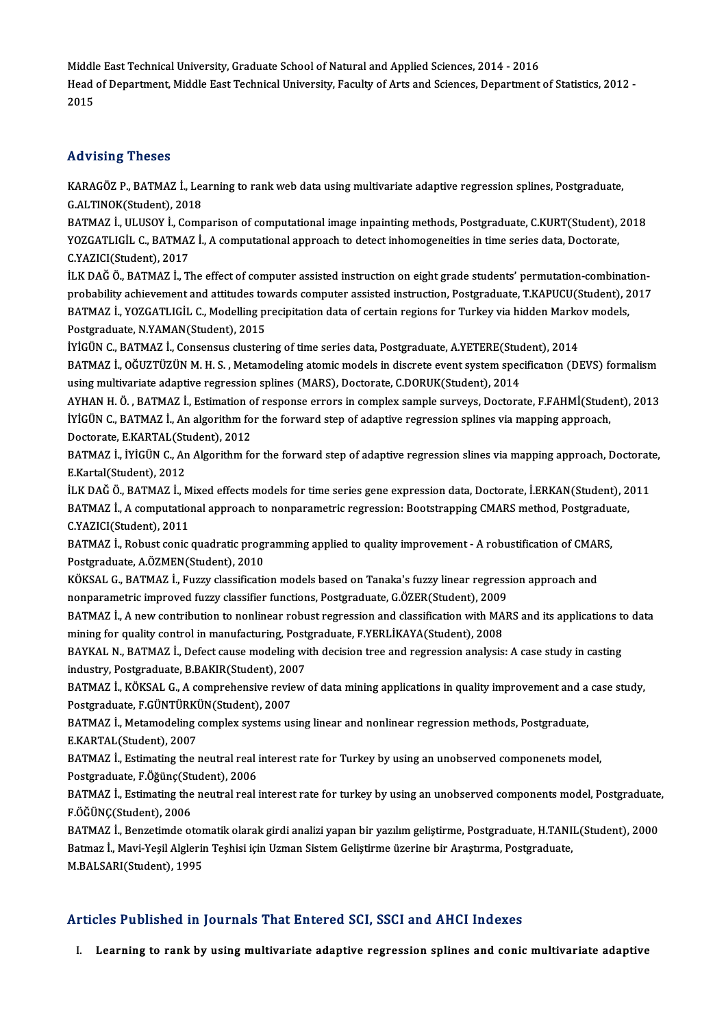Middle East Technical University, Graduate School of Natural and Applied Sciences, 2014 - 2016

Head of Department, Middle East Technical University, Faculty of Arts and Sciences, Department of Statistics, 2012 - 2015

## Advising Theses

KARAGÖZ P., BATMAZ İ., Learning to rank web data using multivariate adaptive regression splines, Postgraduate, G.ALTINOK(Student), 2018

BATMAZ İ., ULUSOY İ., Comparison of computational image inpainting methods, Postgraduate, C.KURT(Student), 2018

YOZGATLIGİL C., BATMAZ İ., A computational approach to detect inhomogeneities in time series data, Doctorate, C.YAZICI(Student), 2017

İLK DAĞ Ö., BATMAZ İ., The effect of computer assisted instruction on eight grade students' permutation-combination-probability achievement and attitudes towards computer assisted instruction, Postgraduate, T.KAPUCU(Student), 2017

BATMAZ İ., YOZGATLIGİL C., Modelling precipitation data of certain regions for Turkey via hidden Markov models, Postgraduate, N.YAMAN(Student), 2015

İYİGÜN C., BATMAZ İ., Consensus clustering of time series data, Postgraduate, A.YETERE(Student), 2014

BATMAZ İ., OĞUZTÜZÜN M. H. S. , Metamodeling atomic models in discrete event system specification (DEVS) formalism using multivariate adaptive regression splines (MARS), Doctorate, C.DORUK(Student), 2014

AYHAN H. Ö. , BATMAZ İ., Estimation of response errors in complex sample surveys, Doctorate, F.FAHMİ(Student), 2013

İYİGÜN C., BATMAZ İ., An algorithm for the forward step of adaptive regression splines via mapping approach, Doctorate, E.KARTAL(Student), 2012

BATMAZ İ., İYİGÜN C., An Algorithm for the forward step of adaptive regression slines via mapping approach, Doctorate, E.Kartal(Student), 2012

İLK DAĞ Ö., BATMAZ İ., Mixed effects models for time series gene expression data, Doctorate, İ.ERKAN(Student), 2011

BATMAZ İ., A computational approach to nonparametric regression: Bootstrapping CMARS method, Postgraduate, C.YAZICI(Student), 2011

BATMAZ İ., Robust conic quadratic programming applied to quality improvement - A robustification of CMARS, Postgraduate, A.ÖZMEN(Student), 2010

KÖKSAL G., BATMAZ İ., Fuzzy classification models based on Tanaka's fuzzy linear regression approach and nonparametric improved fuzzy classifier functions, Postgraduate, G.ÖZER(Student), 2009

BATMAZ İ., A new contribution to nonlinear robust regression and classification with MARS and its applications to data mining for quality control in manufacturing, Postgraduate, F.YERLİKAYA(Student), 2008

BAYKAL N., BATMAZ İ., Defect cause modeling with decision tree and regression analysis: A case study in casting industry, Postgraduate, B.BAKIR(Student), 2007

BATMAZ İ., KÖKSAL G., A comprehensive review of data mining applications in quality improvement and a case study, Postgraduate, F.GÜNTÜRKÜN(Student), 2007

BATMAZ İ., Metamodeling complex systems using linear and nonlinear regression methods, Postgraduate, E.KARTAL(Student), 2007

BATMAZ İ., Estimating the neutral real interest rate for Turkey by using an unobserved componenets model, Postgraduate, F.Öğünç(Student), 2006

BATMAZ İ., Estimating the neutral real interest rate for turkey by using an unobserved components model, Postgraduate, F.ÖĞÜNÇ(Student), 2006

BATMAZ İ., Benzetimde otomatik olarak girdi analizi yapan bir yazılım geliştirme, Postgraduate, H.TANIL(Student), 2000

Batmaz İ., Mavi-Yeşil Alglerin Teşhisi için Uzman Sistem Geliştirme üzerine bir Araştırma, Postgraduate, M.BALSARI(Student), 1995

## Articles Published in Journals That Entered SCI, SSCI and AHCI Indexes

I. **Learning to rank by using multivariate adaptive regression splines and conic multivariate adaptive**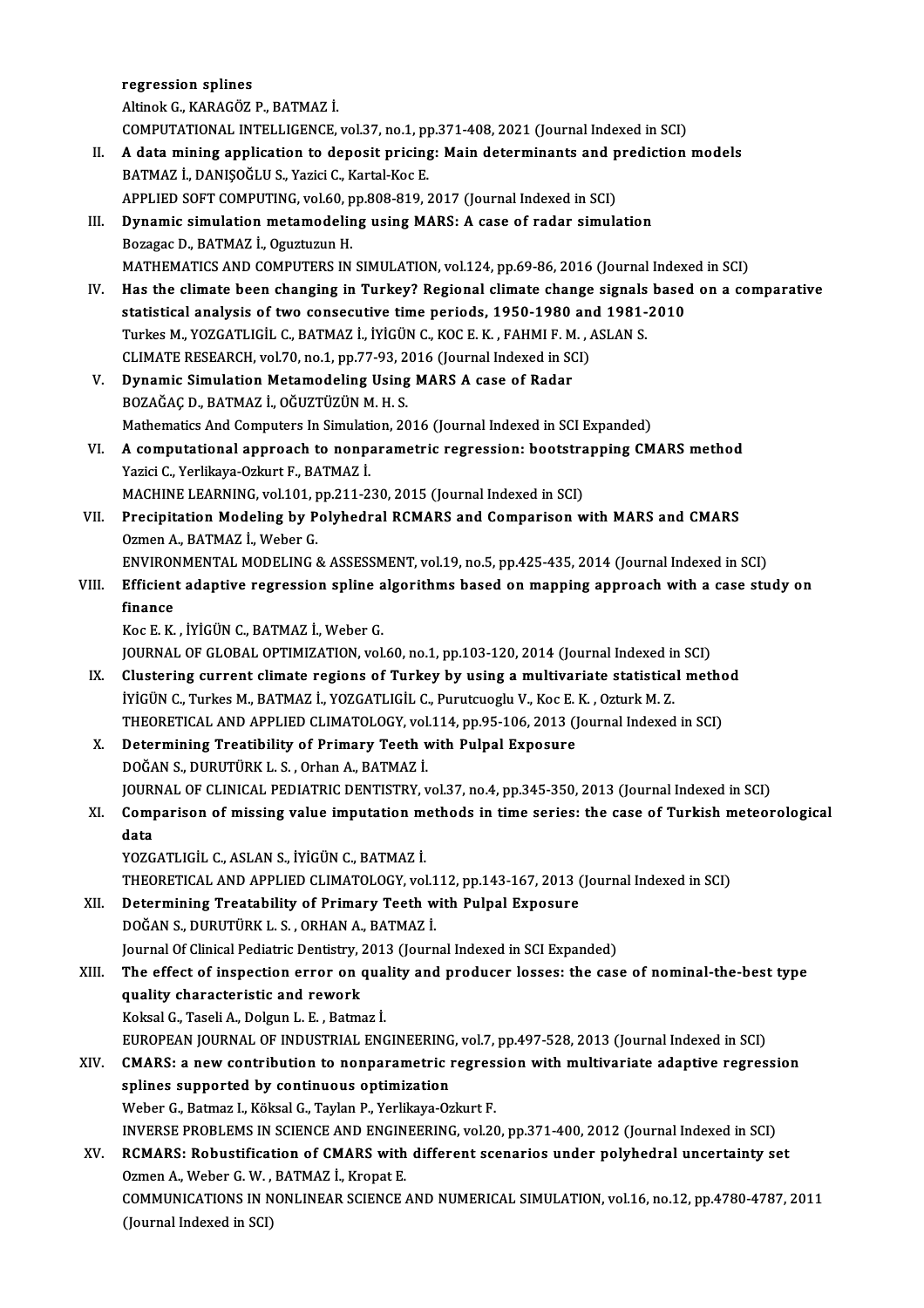regression splines
Altinok G., KARAGÖZ P., BATMAZ İ.
COMPUTATIONAL INTELLIGENCE, vol.37, no.1, pp.371-408, 2021 (Journal Indexed in SCI)

II. **A data mining application to deposit pricing: Main determinants and prediction models**
BATMAZ İ., DANIŞOĞLU S., Yazici C., Kartal-Koc E.
APPLIED SOFT COMPUTING, vol.60, pp.808-819, 2017 (Journal Indexed in SCI)

III. **Dynamic simulation metamodeling using MARS: A case of radar simulation**
Bozagac D., BATMAZ İ., Oguztuzun H.
MATHEMATICS AND COMPUTERS IN SIMULATION, vol.124, pp.69-86, 2016 (Journal Indexed in SCI)

IV. **Has the climate been changing in Turkey? Regional climate change signals based on a comparative statistical analysis of two consecutive time periods, 1950-1980 and 1981-2010**
Turkes M., YOZGATLIGİL C., BATMAZ İ., İYİGÜN C., KOC E. K. , FAHMI F. M. , ASLAN S.
CLIMATE RESEARCH, vol.70, no.1, pp.77-93, 2016 (Journal Indexed in SCI)

V. **Dynamic Simulation Metamodeling Using MARS A case of Radar**
BOZAĞAÇ D., BATMAZ İ., OĞUZTÜZÜN M. H. S.
Mathematics And Computers In Simulation, 2016 (Journal Indexed in SCI Expanded)

VI. **A computational approach to nonparametric regression: bootstrapping CMARS method**
Yazici C., Yerlikaya-Ozkurt F., BATMAZ İ.
MACHINE LEARNING, vol.101, pp.211-230, 2015 (Journal Indexed in SCI)

VII. **Precipitation Modeling by Polyhedral RCMARS and Comparison with MARS and CMARS**
Ozmen A., BATMAZ İ., Weber G.
ENVIRONMENTAL MODELING & ASSESSMENT, vol.19, no.5, pp.425-435, 2014 (Journal Indexed in SCI)

VIII. **Efficient adaptive regression spline algorithms based on mapping approach with a case study on finance**
Koc E. K. , İYİGÜN C., BATMAZ İ., Weber G.
JOURNAL OF GLOBAL OPTIMIZATION, vol.60, no.1, pp.103-120, 2014 (Journal Indexed in SCI)

IX. **Clustering current climate regions of Turkey by using a multivariate statistical method**
İYİGÜN C., Turkes M., BATMAZ İ., YOZGATLIGİL C., Purutcuoglu V., Koc E. K. , Ozturk M. Z.
THEORETICAL AND APPLIED CLIMATOLOGY, vol.114, pp.95-106, 2013 (Journal Indexed in SCI)

X. **Determining Treatibility of Primary Teeth with Pulpal Exposure**
DOĞAN S., DURUTÜRK L. S. , Orhan A., BATMAZ İ.
JOURNAL OF CLINICAL PEDIATRIC DENTISTRY, vol.37, no.4, pp.345-350, 2013 (Journal Indexed in SCI)

XI. **Comparison of missing value imputation methods in time series: the case of Turkish meteorological data**
YOZGATLIGİL C., ASLAN S., İYİGÜN C., BATMAZ İ.
THEORETICAL AND APPLIED CLIMATOLOGY, vol.112, pp.143-167, 2013 (Journal Indexed in SCI)

XII. **Determining Treatability of Primary Teeth with Pulpal Exposure**
DOĞAN S., DURUTÜRK L. S. , ORHAN A., BATMAZ İ.
Journal Of Clinical Pediatric Dentistry, 2013 (Journal Indexed in SCI Expanded)

XIII. **The effect of inspection error on quality and producer losses: the case of nominal-the-best type quality characteristic and rework**
Koksal G., Taseli A., Dolgun L. E. , Batmaz İ.
EUROPEAN JOURNAL OF INDUSTRIAL ENGINEERING, vol.7, pp.497-528, 2013 (Journal Indexed in SCI)

XIV. **CMARS: a new contribution to nonparametric regression with multivariate adaptive regression splines supported by continuous optimization**
Weber G., Batmaz I., Köksal G., Taylan P., Yerlikaya-Ozkurt F.
INVERSE PROBLEMS IN SCIENCE AND ENGINEERING, vol.20, pp.371-400, 2012 (Journal Indexed in SCI)

XV. **RCMARS: Robustification of CMARS with different scenarios under polyhedral uncertainty set**
Ozmen A., Weber G. W. , BATMAZ İ., Kropat E.
COMMUNICATIONS IN NONLINEAR SCIENCE AND NUMERICAL SIMULATION, vol.16, no.12, pp.4780-4787, 2011 (Journal Indexed in SCI)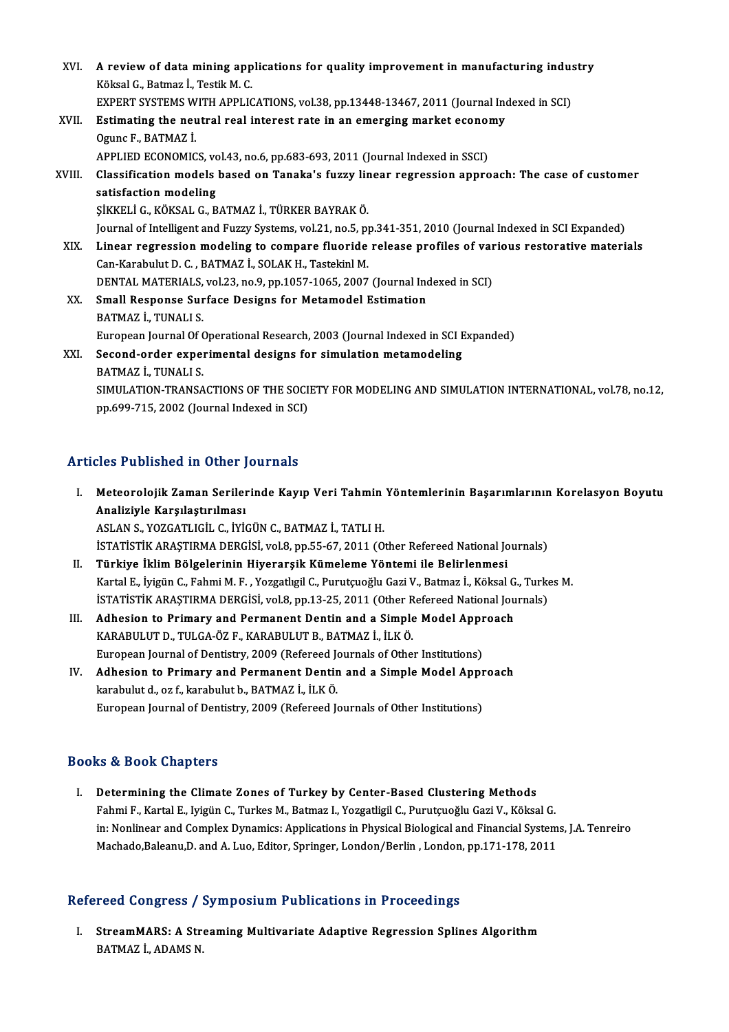XVI. **A review of data mining applications for quality improvement in manufacturing industry**
Köksal G., Batmaz İ., Testik M. C.
EXPERT SYSTEMS WITH APPLICATIONS, vol.38, pp.13448-13467, 2011 (Journal Indexed in SCI)

XVII. **Estimating the neutral real interest rate in an emerging market economy**
Ogunc F., BATMAZ İ.
APPLIED ECONOMICS, vol.43, no.6, pp.683-693, 2011 (Journal Indexed in SSCI)

XVIII. **Classification models based on Tanaka's fuzzy linear regression approach: The case of customer satisfaction modeling**
ŞİKKELİ G., KÖKSAL G., BATMAZ İ., TÜRKER BAYRAK Ö.
Journal of Intelligent and Fuzzy Systems, vol.21, no.5, pp.341-351, 2010 (Journal Indexed in SCI Expanded)

XIX. **Linear regression modeling to compare fluoride release profiles of various restorative materials**
Can-Karabulut D. C. , BATMAZ İ., SOLAK H., Tastekinl M.
DENTAL MATERIALS, vol.23, no.9, pp.1057-1065, 2007 (Journal Indexed in SCI)

XX. **Small Response Surface Designs for Metamodel Estimation**
BATMAZ İ., TUNALI S.
European Journal Of Operational Research, 2003 (Journal Indexed in SCI Expanded)

XXI. **Second-order experimental designs for simulation metamodeling**
BATMAZ İ., TUNALI S.
SIMULATION-TRANSACTIONS OF THE SOCIETY FOR MODELING AND SIMULATION INTERNATIONAL, vol.78, no.12, pp.699-715, 2002 (Journal Indexed in SCI)

## Articles Published in Other Journals

I. **Meteorolojik Zaman Serilerinde Kayıp Veri Tahmin Yöntemlerinin Başarımlarının Korelasyon Boyutu Analiziyle Karşılaştırılması**
ASLAN S., YOZGATLIGİL C., İYİGÜN C., BATMAZ İ., TATLI H.
İSTATİSTİK ARAŞTIRMA DERGİSİ, vol.8, pp.55-67, 2011 (Other Refereed National Journals)

II. **Türkiye İklim Bölgelerinin Hiyerarşik Kümeleme Yöntemi ile Belirlenmesi**
Kartal E., İyigün C., Fahmi M. F. , Yozgatlıgil C., Purutçuoğlu Gazi V., Batmaz İ., Köksal G., Turkes M.
İSTATİSTİK ARAŞTIRMA DERGİSİ, vol.8, pp.13-25, 2011 (Other Refereed National Journals)

III. **Adhesion to Primary and Permanent Dentin and a Simple Model Approach**
KARABULUT D., TULGA-ÖZ F., KARABULUT B., BATMAZ İ., İLK Ö.
European Journal of Dentistry, 2009 (Refereed Journals of Other Institutions)

IV. **Adhesion to Primary and Permanent Dentin and a Simple Model Approach**
karabulut d., oz f., karabulut b., BATMAZ İ., İLK Ö.
European Journal of Dentistry, 2009 (Refereed Journals of Other Institutions)

## Books & Book Chapters

I. **Determining the Climate Zones of Turkey by Center-Based Clustering Methods**
Fahmi F., Kartal E., Iyigün C., Turkes M., Batmaz I., Yozgatligil C., Purutçuoğlu Gazi V., Köksal G.
in: Nonlinear and Complex Dynamics: Applications in Physical Biological and Financial Systems, J.A. Tenreiro Machado,Baleanu,D. and A. Luo, Editor, Springer, London/Berlin , London, pp.171-178, 2011

## Refereed Congress / Symposium Publications in Proceedings

I. **StreamMARS: A Streaming Multivariate Adaptive Regression Splines Algorithm**
BATMAZ İ., ADAMS N.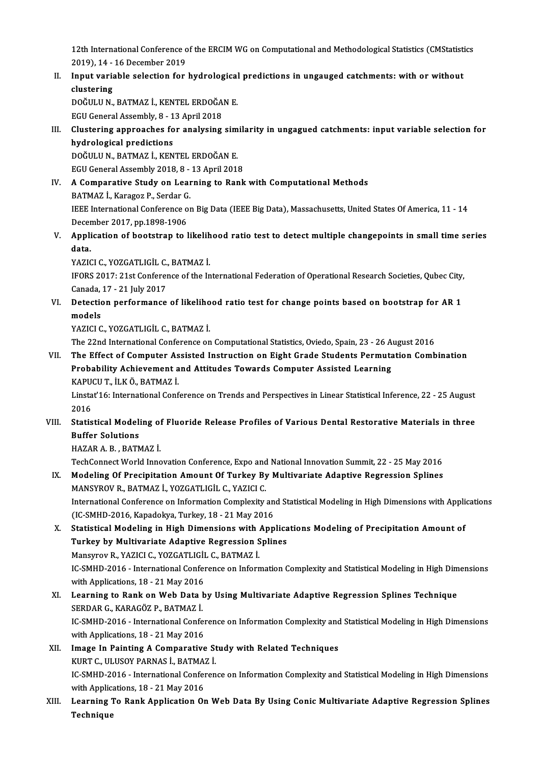12th International Conference of the ERCIM WG on Computational and Methodological Statistics (CMStatistics 2019), 14 - 16 December 2019

II. **Input variable selection for hydrological predictions in ungauged catchments: with or without clustering**
DOĞULU N., BATMAZ İ., KENTEL ERDOĞAN E.
EGU General Assembly, 8 - 13 April 2018

III. **Clustering approaches for analysing similarity in ungagued catchments: input variable selection for hydrological predictions**
DOĞULU N., BATMAZ İ., KENTEL ERDOĞAN E.
EGU General Assembly 2018, 8 - 13 April 2018

IV. **A Comparative Study on Learning to Rank with Computational Methods**
BATMAZ İ., Karagoz P., Serdar G.
IEEE International Conference on Big Data (IEEE Big Data), Massachusetts, United States Of America, 11 - 14 December 2017, pp.1898-1906

V. **Application of bootstrap to likelihood ratio test to detect multiple changepoints in small time series data.**
YAZICI C., YOZGATLIGİL C., BATMAZ İ.
IFORS 2017: 21st Conference of the International Federation of Operational Research Societies, Qubec City, Canada, 17 - 21 July 2017

VI. **Detection performance of likelihood ratio test for change points based on bootstrap for AR 1 models**
YAZICI C., YOZGATLIGİL C., BATMAZ İ.
The 22nd International Conference on Computational Statistics, Oviedo, Spain, 23 - 26 August 2016

VII. **The Effect of Computer Assisted Instruction on Eight Grade Students Permutation Combination Probability Achievement and Attitudes Towards Computer Assisted Learning**
KAPUCU T., İLK Ö., BATMAZ İ.
Linstat'16: International Conference on Trends and Perspectives in Linear Statistical Inference, 22 - 25 August 2016

VIII. **Statistical Modeling of Fluoride Release Profiles of Various Dental Restorative Materials in three Buffer Solutions**
HAZAR A. B. , BATMAZ İ.
TechConnect World Innovation Conference, Expo and National Innovation Summit, 22 - 25 May 2016

IX. **Modeling Of Precipitation Amount Of Turkey By Multivariate Adaptive Regression Splines**
MANSYROV R., BATMAZ İ., YOZGATLIGİL C., YAZICI C.
International Conference on Information Complexity and Statistical Modeling in High Dimensions with Applications (IC-SMHD-2016, Kapadokya, Turkey, 18 - 21 May 2016

X. **Statistical Modeling in High Dimensions with Applications Modeling of Precipitation Amount of Turkey by Multivariate Adaptive Regression Splines**
Mansyrov R., YAZICI C., YOZGATLIGİL C., BATMAZ İ.
IC-SMHD-2016 - International Conference on Information Complexity and Statistical Modeling in High Dimensions with Applications, 18 - 21 May 2016

XI. **Learning to Rank on Web Data by Using Multivariate Adaptive Regression Splines Technique**
SERDAR G., KARAGÖZ P., BATMAZ İ.
IC-SMHD-2016 - International Conference on Information Complexity and Statistical Modeling in High Dimensions with Applications, 18 - 21 May 2016

XII. **Image In Painting A Comparative Study with Related Techniques**
KURT C., ULUSOY PARNAS İ., BATMAZ İ.
IC-SMHD-2016 - International Conference on Information Complexity and Statistical Modeling in High Dimensions with Applications, 18 - 21 May 2016

XIII. **Learning To Rank Application On Web Data By Using Conic Multivariate Adaptive Regression Splines Technique**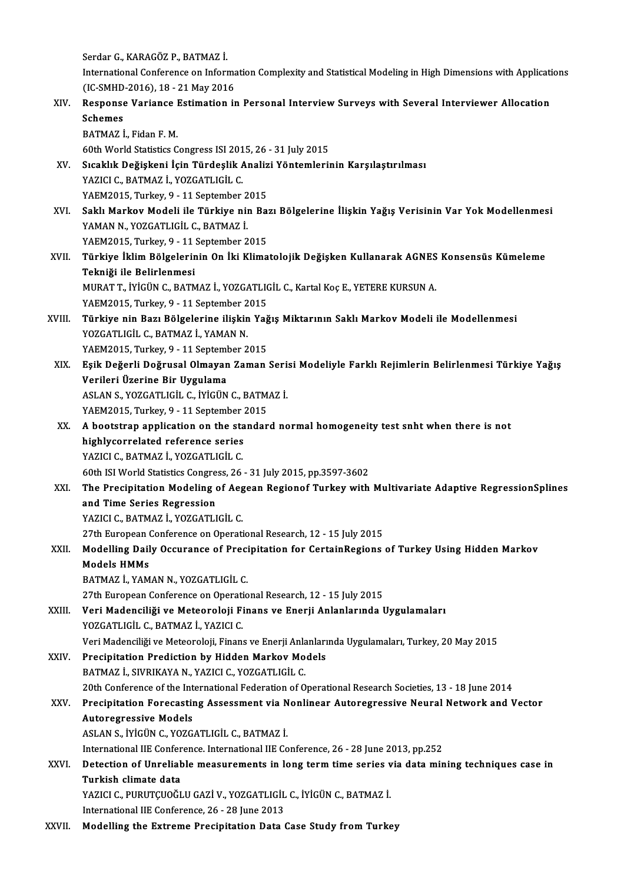Serdar G., KARAGÖZ P., BATMAZ İ.
International Conference on Information Complexity and Statistical Modeling in High Dimensions with Applications (IC-SMHD-2016), 18 - 21 May 2016

XIV. **Response Variance Estimation in Personal Interview Surveys with Several Interviewer Allocation Schemes**
BATMAZ İ., Fidan F. M.
60th World Statistics Congress ISI 2015, 26 - 31 July 2015

XV. **Sıcaklık Değişkeni İçin Türdeşlik Analizi Yöntemlerinin Karşılaştırılması**
YAZICI C., BATMAZ İ., YOZGATLIGİL C.
YAEM2015, Turkey, 9 - 11 September 2015

XVI. **Saklı Markov Modeli ile Türkiye nin Bazı Bölgelerine İlişkin Yağış Verisinin Var Yok Modellenmesi**
YAMAN N., YOZGATLIGİL C., BATMAZ İ.
YAEM2015, Turkey, 9 - 11 September 2015

XVII. **Türkiye İklim Bölgelerinin On İki Klimatolojik Değişken Kullanarak AGNES Konsensüs Kümeleme Tekniği ile Belirlenmesi**
MURAT T., İYİGÜN C., BATMAZ İ., YOZGATLIGİL C., Kartal Koç E., YETERE KURSUN A.
YAEM2015, Turkey, 9 - 11 September 2015

XVIII. **Türkiye nin Bazı Bölgelerine ilişkin Yağış Miktarının Saklı Markov Modeli ile Modellenmesi**
YOZGATLIGİL C., BATMAZ İ., YAMAN N.
YAEM2015, Turkey, 9 - 11 September 2015

XIX. **Eşik Değerli Doğrusal Olmayan Zaman Serisi Modeliyle Farklı Rejimlerin Belirlenmesi Türkiye Yağış Verileri Üzerine Bir Uygulama**
ASLAN S., YOZGATLIGİL C., İYİGÜN C., BATMAZ İ.
YAEM2015, Turkey, 9 - 11 September 2015

XX. **A bootstrap application on the standard normal homogeneity test snht when there is not highlycorrelated reference series**
YAZICI C., BATMAZ İ., YOZGATLIGİL C.
60th ISI World Statistics Congress, 26 - 31 July 2015, pp.3597-3602

XXI. **The Precipitation Modeling of Aegean Regionof Turkey with Multivariate Adaptive RegressionSplines and Time Series Regression**
YAZICI C., BATMAZ İ., YOZGATLIGİL C.
27th European Conference on Operational Research, 12 - 15 July 2015

XXII. **Modelling Daily Occurance of Precipitation for CertainRegions of Turkey Using Hidden Markov Models HMMs**
BATMAZ İ., YAMAN N., YOZGATLIGİL C.
27th European Conference on Operational Research, 12 - 15 July 2015

XXIII. **Veri Madenciliği ve Meteoroloji Finans ve Enerji Anlanlarında Uygulamaları**
YOZGATLIGİL C., BATMAZ İ., YAZICI C.
Veri Madenciliği ve Meteoroloji, Finans ve Enerji Anlanlarında Uygulamaları, Turkey, 20 May 2015

XXIV. **Precipitation Prediction by Hidden Markov Models**
BATMAZ İ., SIVRIKAYA N., YAZICI C., YOZGATLIGİL C.
20th Conference of the International Federation of Operational Research Societies, 13 - 18 June 2014

XXV. **Precipitation Forecasting Assessment via Nonlinear Autoregressive Neural Network and Vector Autoregressive Models**
ASLAN S., İYİGÜN C., YOZGATLIGİL C., BATMAZ İ.
International IIE Conference. International IIE Conference, 26 - 28 June 2013, pp.252

XXVI. **Detection of Unreliable measurements in long term time series via data mining techniques case in Turkish climate data**
YAZICI C., PURUTÇUOĞLU GAZİ V., YOZGATLIGİL C., İYİGÜN C., BATMAZ İ.
International IIE Conference, 26 - 28 June 2013

XXVII. **Modelling the Extreme Precipitation Data Case Study from Turkey**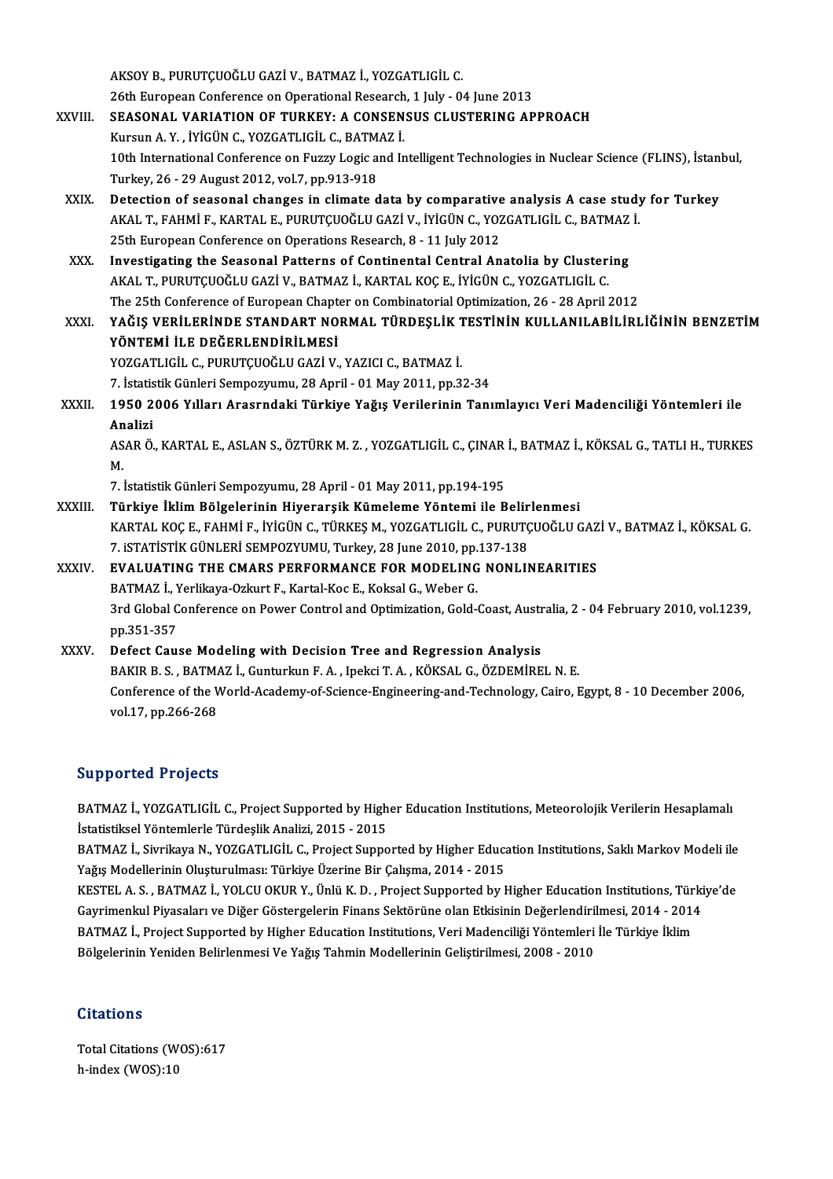AKSOY B., PURUTÇUOĞLU GAZİ V., BATMAZ İ., YOZGATLIGİL C.
26th European Conference on Operational Research, 1 July - 04 June 2013

XXVIII. **SEASONAL VARIATION OF TURKEY: A CONSENSUS CLUSTERING APPROACH**
Kursun A. Y. , İYİGÜN C., YOZGATLIGİL C., BATMAZ İ.
10th International Conference on Fuzzy Logic and Intelligent Technologies in Nuclear Science (FLINS), İstanbul, Turkey, 26 - 29 August 2012, vol.7, pp.913-918

XXIX. **Detection of seasonal changes in climate data by comparative analysis A case study for Turkey**
AKAL T., FAHMİ F., KARTAL E., PURUTÇUOĞLU GAZİ V., İYİGÜN C., YOZGATLIGİL C., BATMAZ İ.
25th European Conference on Operations Research, 8 - 11 July 2012

XXX. **Investigating the Seasonal Patterns of Continental Central Anatolia by Clustering**
AKAL T., PURUTÇUOĞLU GAZİ V., BATMAZ İ., KARTAL KOÇ E., İYİGÜN C., YOZGATLIGİL C.
The 25th Conference of European Chapter on Combinatorial Optimization, 26 - 28 April 2012

XXXI. **YAĞIŞ VERİLERİNDE STANDART NORMAL TÜRDEŞLİK TESTİNİN KULLANILABİLİRLİĞİNİN BENZETİM YÖNTEMİ İLE DEĞERLENDİRİLMESİ**
YOZGATLIGİL C., PURUTÇUOĞLU GAZİ V., YAZICI C., BATMAZ İ.
7. İstatistik Günleri Sempozyumu, 28 April - 01 May 2011, pp.32-34

XXXII. **1950 2006 Yılları Arasrndaki Türkiye Yağış Verilerinin Tanımlayıcı Veri Madenciliği Yöntemleri ile Analizi**
ASAR Ö., KARTAL E., ASLAN S., ÖZTÜRK M. Z. , YOZGATLIGİL C., ÇINAR İ., BATMAZ İ., KÖKSAL G., TATLI H., TURKES M.
7. İstatistik Günleri Sempozyumu, 28 April - 01 May 2011, pp.194-195

XXXIII. **Türkiye İklim Bölgelerinin Hiyerarşik Kümeleme Yöntemi ile Belirlenmesi**
KARTAL KOÇ E., FAHMİ F., İYİGÜN C., TÜRKEŞ M., YOZGATLIGİL C., PURUTÇUOĞLU GAZİ V., BATMAZ İ., KÖKSAL G.
7. iSTATİSTİK GÜNLERİ SEMPOZYUMU, Turkey, 28 June 2010, pp.137-138

XXXIV. **EVALUATING THE CMARS PERFORMANCE FOR MODELING NONLINEARITIES**
BATMAZ İ., Yerlikaya-Ozkurt F., Kartal-Koc E., Koksal G., Weber G.
3rd Global Conference on Power Control and Optimization, Gold-Coast, Australia, 2 - 04 February 2010, vol.1239, pp.351-357

XXXV. **Defect Cause Modeling with Decision Tree and Regression Analysis**
BAKIR B. S. , BATMAZ İ., Gunturkun F. A. , Ipekci T. A. , KÖKSAL G., ÖZDEMİREL N. E.
Conference of the World-Academy-of-Science-Engineering-and-Technology, Cairo, Egypt, 8 - 10 December 2006, vol.17, pp.266-268

## Supported Projects

BATMAZ İ., YOZGATLIGİL C., Project Supported by Higher Education Institutions, Meteorolojik Verilerin Hesaplamalı İstatistiksel Yöntemlerle Türdeşlik Analizi, 2015 - 2015

BATMAZ İ., Sivrikaya N., YOZGATLIGİL C., Project Supported by Higher Education Institutions, Saklı Markov Modeli ile Yağış Modellerinin Oluşturulması: Türkiye Üzerine Bir Çalışma, 2014 - 2015

KESTEL A. S. , BATMAZ İ., YOLCU OKUR Y., Ünlü K. D. , Project Supported by Higher Education Institutions, Türkiye'de Gayrimenkul Piyasaları ve Diğer Göstergelerin Finans Sektörüne olan Etkisinin Değerlendirilmesi, 2014 - 2014

BATMAZ İ., Project Supported by Higher Education Institutions, Veri Madenciliği Yöntemleri İle Türkiye İklim Bölgelerinin Yeniden Belirlenmesi Ve Yağış Tahmin Modellerinin Geliştirilmesi, 2008 - 2010

## Citations

Total Citations (WOS):617
h-index (WOS):10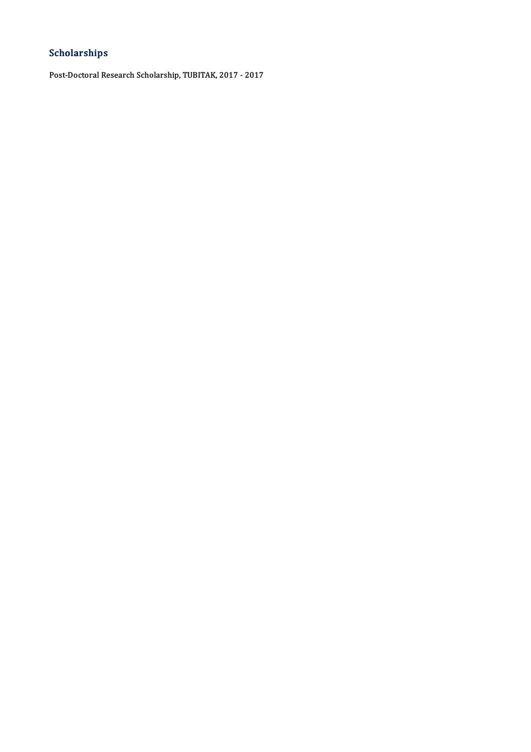## Scholarships

Post-Doctoral Research Scholarship, TUBITAK, 2017 - 2017